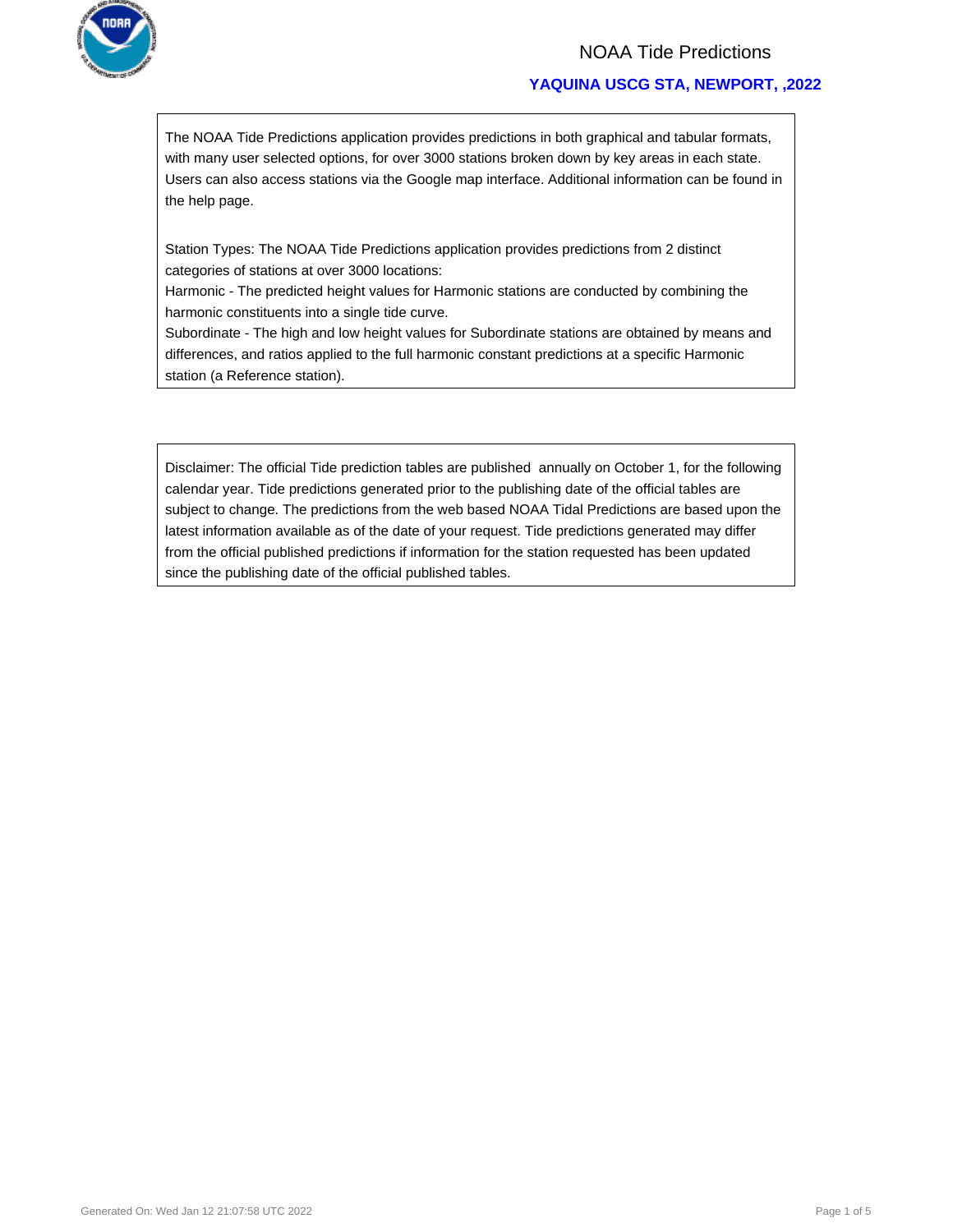# NOAA Tide Predictions

## YAQUINA USCG STA, NEWPORT, ,2022

The NOAA Tide Predictions application provides predictions in both graphical and tabular formats, with many user selected options, for over 3000 stations broken down by key areas in each state. Users can also access stations via the Google map interface. Additional information can be found in the help page.

Station Types: The NOAA Tide Predictions application provides predictions from 2 distinct categories of stations at over 3000 locations:
Harmonic - The predicted height values for Harmonic stations are conducted by combining the harmonic constituents into a single tide curve.
Subordinate - The high and low height values for Subordinate stations are obtained by means and differences, and ratios applied to the full harmonic constant predictions at a specific Harmonic station (a Reference station).

Disclaimer: The official Tide prediction tables are published annually on October 1, for the following calendar year. Tide predictions generated prior to the publishing date of the official tables are subject to change. The predictions from the web based NOAA Tidal Predictions are based upon the latest information available as of the date of your request. Tide predictions generated may differ from the official published predictions if information for the station requested has been updated since the publishing date of the official published tables.

Generated On: Wed Jan 12 21:07:58 UTC 2022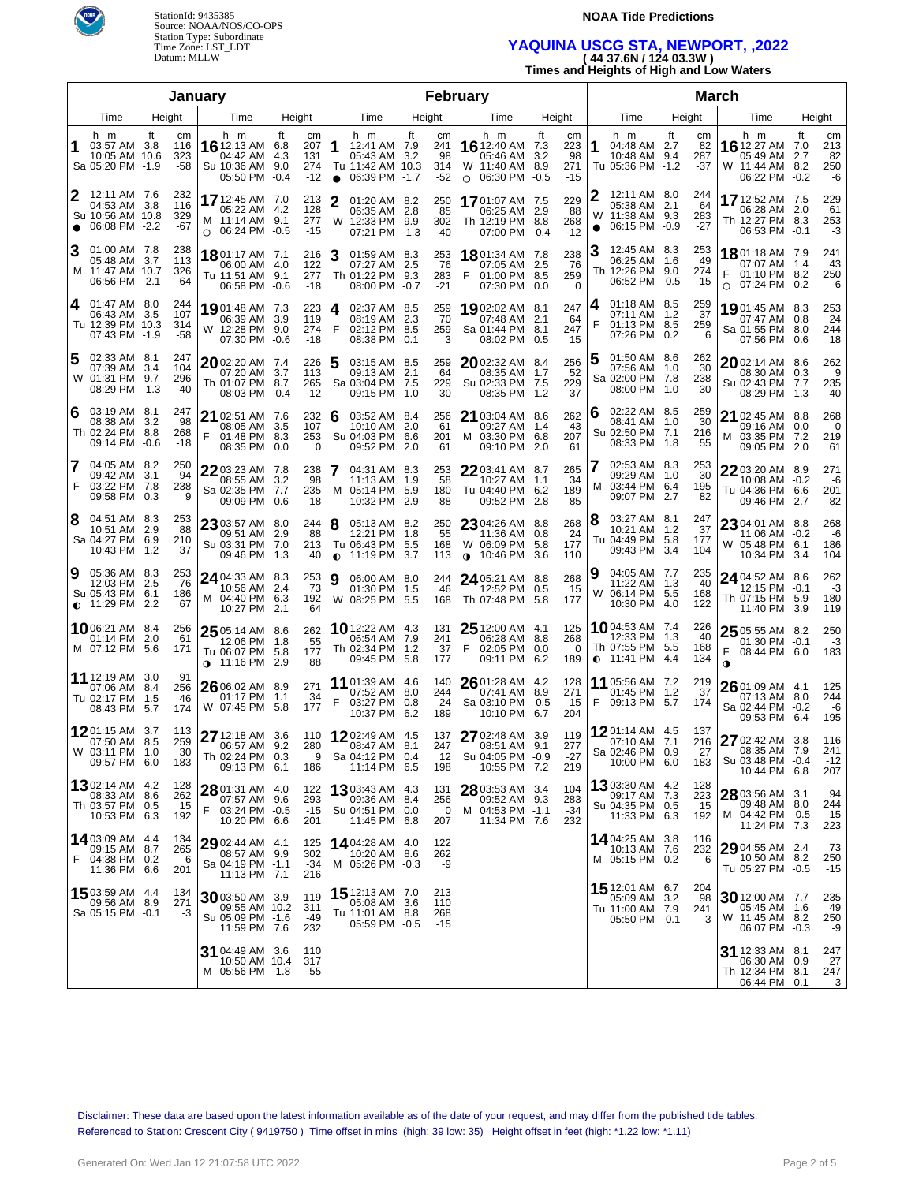StationId: 9435385
Source: NOAA/NOS/CO-OPS
Station Type: Subordinate
Time Zone: LST_LDT
Datum: MLLW

**NOAA Tide Predictions**

## YAQUINA USCG STA, NEWPORT, ,2022
**( 44 37.6N / 124 03.3W )**
**Times and Heights of High and Low Waters**

### January

| Day | Time (h m) | Height (ft) | Height (cm) |
|---|---|---|---|
| 1 Sa | 03:57 AM<br>10:05 AM<br>05:20 PM | 3.8<br>10.6<br>-1.9 | 116<br>323<br>-58 |
| 2 Su ● | 12:11 AM<br>04:53 AM<br>10:56 AM<br>06:08 PM | 7.6<br>3.8<br>10.8<br>-2.2 | 232<br>116<br>329<br>-67 |
| 3 M | 01:00 AM<br>05:48 AM<br>11:47 AM<br>06:56 PM | 7.8<br>3.7<br>10.7<br>-2.1 | 238<br>113<br>326<br>-64 |
| 4 Tu | 01:47 AM<br>06:43 AM<br>12:39 PM<br>07:43 PM | 8.0<br>3.5<br>10.3<br>-1.9 | 244<br>107<br>314<br>-58 |
| 5 W | 02:33 AM<br>07:39 AM<br>01:31 PM<br>08:29 PM | 8.1<br>3.4<br>9.7<br>-1.3 | 247<br>104<br>296<br>-40 |
| 6 Th | 03:19 AM<br>08:38 AM<br>02:24 PM<br>09:14 PM | 8.1<br>3.2<br>8.8<br>-0.6 | 247<br>98<br>268<br>-18 |
| 7 F | 04:05 AM<br>09:42 AM<br>03:22 PM<br>09:58 PM | 8.2<br>3.1<br>7.8<br>0.3 | 250<br>94<br>238<br>9 |
| 8 Sa | 04:51 AM<br>10:51 AM<br>04:27 PM<br>10:43 PM | 8.3<br>2.9<br>6.9<br>1.2 | 253<br>88<br>210<br>37 |
| 9 Su ◐ | 05:36 AM<br>12:03 PM<br>05:43 PM<br>11:29 PM | 8.3<br>2.5<br>6.1<br>2.2 | 253<br>76<br>186<br>67 |
| 10 M | 06:21 AM<br>01:14 PM<br>07:12 PM | 8.4<br>2.0<br>5.6 | 256<br>61<br>171 |
| 11 Tu | 12:19 AM<br>07:06 AM<br>02:17 PM<br>08:43 PM | 3.0<br>8.4<br>1.5<br>5.7 | 91<br>256<br>46<br>174 |
| 12 W | 01:15 AM<br>07:50 AM<br>03:11 PM<br>09:57 PM | 3.7<br>8.5<br>1.0<br>6.0 | 113<br>259<br>30<br>183 |
| 13 Th | 02:14 AM<br>08:33 AM<br>03:57 PM<br>10:53 PM | 4.2<br>8.6<br>0.5<br>6.3 | 128<br>262<br>15<br>192 |
| 14 F | 03:09 AM<br>09:15 AM<br>04:38 PM<br>11:36 PM | 4.4<br>8.7<br>0.2<br>6.6 | 134<br>265<br>6<br>201 |
| 15 Sa | 03:59 AM<br>09:56 AM<br>05:15 PM | 4.4<br>8.9<br>-0.1 | 134<br>271<br>-3 |
| 16 Su | 12:13 AM<br>04:42 AM<br>10:36 AM<br>05:50 PM | 6.8<br>4.3<br>9.0<br>-0.4 | 207<br>131<br>274<br>-12 |
| 17 M ○ | 12:45 AM<br>05:22 AM<br>11:14 AM<br>06:24 PM | 7.0<br>4.2<br>9.1<br>-0.5 | 213<br>128<br>277<br>-15 |
| 18 Tu | 01:17 AM<br>06:00 AM<br>11:51 AM<br>06:58 PM | 7.1<br>4.0<br>9.1<br>-0.6 | 216<br>122<br>277<br>-18 |
| 19 W | 01:48 AM<br>06:39 AM<br>12:28 PM<br>07:30 PM | 7.3<br>3.9<br>9.0<br>-0.6 | 223<br>119<br>274<br>-18 |
| 20 Th | 02:20 AM<br>07:20 AM<br>01:07 PM<br>08:03 PM | 7.4<br>3.7<br>8.7<br>-0.4 | 226<br>113<br>265<br>-12 |
| 21 F | 02:51 AM<br>08:05 AM<br>01:48 PM<br>08:35 PM | 7.6<br>3.5<br>8.3<br>0.0 | 232<br>107<br>253<br>0 |
| 22 Sa | 03:23 AM<br>08:55 AM<br>02:35 PM<br>09:09 PM | 7.8<br>3.2<br>7.7<br>0.6 | 238<br>98<br>235<br>18 |
| 23 Su | 03:57 AM<br>09:51 AM<br>03:31 PM<br>09:46 PM | 8.0<br>2.9<br>7.0<br>1.3 | 244<br>88<br>213<br>40 |
| 24 M | 04:33 AM<br>10:56 AM<br>04:40 PM<br>10:27 PM | 8.3<br>2.4<br>6.3<br>2.1 | 253<br>73<br>192<br>64 |
| 25 Tu ◑ | 05:14 AM<br>12:06 PM<br>06:07 PM<br>11:16 PM | 8.6<br>1.8<br>5.8<br>2.9 | 262<br>55<br>177<br>88 |
| 26 W | 06:02 AM<br>01:17 PM<br>07:45 PM | 8.9<br>1.1<br>5.8 | 271<br>34<br>177 |
| 27 Th | 12:18 AM<br>06:57 AM<br>02:24 PM<br>09:13 PM | 3.6<br>9.2<br>0.3<br>6.1 | 110<br>280<br>9<br>186 |
| 28 F | 01:31 AM<br>07:57 AM<br>03:24 PM<br>10:20 PM | 4.0<br>9.6<br>-0.5<br>6.6 | 122<br>293<br>-15<br>201 |
| 29 Sa | 02:44 AM<br>08:57 AM<br>04:19 PM<br>11:13 PM | 4.1<br>9.9<br>-1.1<br>7.1 | 125<br>302<br>-34<br>216 |
| 30 Su | 03:50 AM<br>09:55 AM<br>05:09 PM<br>11:59 PM | 3.9<br>10.2<br>-1.6<br>7.6 | 119<br>311<br>-49<br>232 |
| 31 M | 04:49 AM<br>10:50 AM<br>05:56 PM | 3.6<br>10.4<br>-1.8 | 110<br>317<br>-55 |

### February

| Day | Time (h m) | Height (ft) | Height (cm) |
|---|---|---|---|
| 1 Tu ● | 12:41 AM<br>05:43 AM<br>11:42 AM<br>06:39 PM | 7.9<br>3.2<br>10.3<br>-1.7 | 241<br>98<br>314<br>-52 |
| 2 W | 01:20 AM<br>06:35 AM<br>12:33 PM<br>07:21 PM | 8.2<br>2.8<br>9.9<br>-1.3 | 250<br>85<br>302<br>-40 |
| 3 Th | 01:59 AM<br>07:27 AM<br>01:22 PM<br>08:00 PM | 8.3<br>2.5<br>9.3<br>-0.7 | 253<br>76<br>283<br>-21 |
| 4 F | 02:37 AM<br>08:19 AM<br>02:12 PM<br>08:38 PM | 8.5<br>2.3<br>8.5<br>0.1 | 259<br>70<br>259<br>3 |
| 5 Sa | 03:15 AM<br>09:13 AM<br>03:04 PM<br>09:15 PM | 8.5<br>2.1<br>7.5<br>1.0 | 259<br>64<br>229<br>30 |
| 6 Su | 03:52 AM<br>10:10 AM<br>04:03 PM<br>09:52 PM | 8.4<br>2.0<br>6.6<br>2.0 | 256<br>61<br>201<br>61 |
| 7 M | 04:31 AM<br>11:13 AM<br>05:14 PM<br>10:32 PM | 8.3<br>1.9<br>5.9<br>2.9 | 253<br>58<br>180<br>88 |
| 8 Tu ◐ | 05:13 AM<br>12:21 PM<br>06:43 PM<br>11:19 PM | 8.2<br>1.8<br>5.5<br>3.7 | 250<br>55<br>168<br>113 |
| 9 W | 06:00 AM<br>01:30 PM<br>08:25 PM | 8.0<br>1.5<br>5.5 | 244<br>46<br>168 |
| 10 Th | 12:22 AM<br>06:54 AM<br>02:34 PM<br>09:45 PM | 4.3<br>7.9<br>1.2<br>5.8 | 131<br>241<br>37<br>177 |
| 11 F | 01:39 AM<br>07:52 AM<br>03:27 PM<br>10:37 PM | 4.6<br>8.0<br>0.8<br>6.2 | 140<br>244<br>24<br>189 |
| 12 Sa | 02:49 AM<br>08:47 AM<br>04:12 PM<br>11:14 PM | 4.5<br>8.1<br>0.4<br>6.5 | 137<br>247<br>12<br>198 |
| 13 Su | 03:43 AM<br>09:36 AM<br>04:51 PM<br>11:45 PM | 4.3<br>8.4<br>0.0<br>6.8 | 131<br>256<br>0<br>207 |
| 14 M | 04:28 AM<br>10:20 AM<br>05:26 PM | 4.0<br>8.6<br>-0.3 | 122<br>262<br>-9 |
| 15 Tu | 12:13 AM<br>05:08 AM<br>11:01 AM<br>05:59 PM | 7.0<br>3.6<br>8.8<br>-0.5 | 213<br>110<br>268<br>-15 |
| 16 W ○ | 12:40 AM<br>05:46 AM<br>11:40 AM<br>06:30 PM | 7.3<br>3.2<br>8.9<br>-0.5 | 223<br>98<br>271<br>-15 |
| 17 Th | 01:07 AM<br>06:25 AM<br>12:19 PM<br>07:00 PM | 7.5<br>2.9<br>8.8<br>-0.4 | 229<br>88<br>268<br>-12 |
| 18 F | 01:34 AM<br>07:05 AM<br>01:00 PM<br>07:30 PM | 7.8<br>2.5<br>8.5<br>0.0 | 238<br>76<br>259<br>0 |
| 19 Sa | 02:02 AM<br>07:48 AM<br>01:44 PM<br>08:02 PM | 8.1<br>2.1<br>8.1<br>0.5 | 247<br>64<br>247<br>15 |
| 20 Su | 02:32 AM<br>08:35 AM<br>02:33 PM<br>08:35 PM | 8.4<br>1.7<br>7.5<br>1.2 | 256<br>52<br>229<br>37 |
| 21 M | 03:04 AM<br>09:27 AM<br>03:30 PM<br>09:10 PM | 8.6<br>1.4<br>6.8<br>2.0 | 262<br>43<br>207<br>61 |
| 22 Tu | 03:41 AM<br>10:27 AM<br>04:40 PM<br>09:52 PM | 8.7<br>1.1<br>6.2<br>2.8 | 265<br>34<br>189<br>85 |
| 23 W ◑ | 04:26 AM<br>11:36 AM<br>06:09 PM<br>10:46 PM | 8.8<br>0.8<br>5.8<br>3.6 | 268<br>24<br>177<br>110 |
| 24 Th | 05:21 AM<br>12:52 PM<br>07:48 PM | 8.8<br>0.5<br>5.8 | 268<br>15<br>177 |
| 25 F | 12:00 AM<br>06:28 AM<br>02:05 PM<br>09:11 PM | 4.1<br>8.8<br>0.0<br>6.2 | 125<br>268<br>0<br>189 |
| 26 Sa | 01:28 AM<br>07:41 AM<br>03:10 PM<br>10:10 PM | 4.2<br>8.9<br>-0.5<br>6.7 | 128<br>271<br>-15<br>204 |
| 27 Su | 02:48 AM<br>08:51 AM<br>04:05 PM<br>10:55 PM | 3.9<br>9.1<br>-0.9<br>7.2 | 119<br>277<br>-27<br>219 |
| 28 M | 03:53 AM<br>09:52 AM<br>04:53 PM<br>11:34 PM | 3.4<br>9.3<br>-1.1<br>7.6 | 104<br>283<br>-34<br>232 |

### March

| Day | Time (h m) | Height (ft) | Height (cm) |
|---|---|---|---|
| 1 Tu | 04:48 AM<br>10:48 AM<br>05:36 PM | 2.7<br>9.4<br>-1.2 | 82<br>287<br>-37 |
| 2 W ● | 12:11 AM<br>05:38 AM<br>11:38 AM<br>06:15 PM | 8.0<br>2.1<br>9.3<br>-0.9 | 244<br>64<br>283<br>-27 |
| 3 Th | 12:45 AM<br>06:25 AM<br>12:26 PM<br>06:52 PM | 8.3<br>1.6<br>9.0<br>-0.5 | 253<br>49<br>274<br>-15 |
| 4 F | 01:18 AM<br>07:11 AM<br>01:13 PM<br>07:26 PM | 8.5<br>1.2<br>8.5<br>0.2 | 259<br>37<br>259<br>6 |
| 5 Sa | 01:50 AM<br>07:56 AM<br>02:00 PM<br>08:00 PM | 8.6<br>1.0<br>7.8<br>1.0 | 262<br>30<br>238<br>30 |
| 6 Su | 02:22 AM<br>08:41 AM<br>02:50 PM<br>08:33 PM | 8.5<br>1.0<br>7.1<br>1.8 | 259<br>30<br>216<br>55 |
| 7 M | 02:53 AM<br>09:29 AM<br>03:44 PM<br>09:07 PM | 8.3<br>1.0<br>6.4<br>2.7 | 253<br>30<br>195<br>82 |
| 8 Tu | 03:27 AM<br>10:21 AM<br>04:49 PM<br>09:43 PM | 8.1<br>1.2<br>5.8<br>3.4 | 247<br>37<br>177<br>104 |
| 9 W | 04:05 AM<br>11:22 AM<br>06:14 PM<br>10:30 PM | 7.7<br>1.3<br>5.5<br>4.0 | 235<br>40<br>168<br>122 |
| 10 Th ◐ | 04:53 AM<br>12:33 PM<br>07:55 PM<br>11:41 PM | 7.4<br>1.3<br>5.5<br>4.4 | 226<br>40<br>168<br>134 |
| 11 F | 05:56 AM<br>01:45 PM<br>09:13 PM | 7.2<br>1.2<br>5.7 | 219<br>37<br>174 |
| 12 Sa | 01:14 AM<br>07:10 AM<br>02:46 PM<br>10:00 PM | 4.5<br>7.1<br>0.9<br>6.0 | 137<br>216<br>27<br>183 |
| 13 Su | 03:30 AM<br>09:17 AM<br>04:35 PM<br>11:33 PM | 4.2<br>7.3<br>0.5<br>6.3 | 128<br>223<br>15<br>192 |
| 14 M | 04:25 AM<br>10:13 AM<br>05:15 PM | 3.8<br>7.6<br>0.2 | 116<br>232<br>6 |
| 15 Tu | 12:01 AM<br>05:09 AM<br>11:00 AM<br>05:50 PM | 6.7<br>3.2<br>7.9<br>-0.1 | 204<br>98<br>241<br>-3 |
| 16 W | 12:27 AM<br>05:49 AM<br>11:44 AM<br>06:22 PM | 7.0<br>2.7<br>8.2<br>-0.2 | 213<br>82<br>250<br>-6 |
| 17 Th | 12:52 AM<br>06:28 AM<br>12:27 PM<br>06:53 PM | 7.5<br>2.0<br>8.3<br>-0.1 | 229<br>61<br>253<br>-3 |
| 18 F ○ | 01:18 AM<br>07:07 AM<br>01:10 PM<br>07:24 PM | 7.9<br>1.4<br>8.2<br>0.2 | 241<br>43<br>250<br>6 |
| 19 Sa | 01:45 AM<br>07:47 AM<br>01:55 PM<br>07:56 PM | 8.3<br>0.8<br>8.0<br>0.6 | 253<br>24<br>244<br>18 |
| 20 Su | 02:14 AM<br>08:30 AM<br>02:43 PM<br>08:29 PM | 8.6<br>0.3<br>7.7<br>1.3 | 262<br>9<br>235<br>40 |
| 21 M | 02:45 AM<br>09:16 AM<br>03:35 PM<br>09:05 PM | 8.8<br>0.0<br>7.2<br>2.0 | 268<br>0<br>219<br>61 |
| 22 Tu | 03:20 AM<br>10:08 AM<br>04:36 PM<br>09:46 PM | 8.9<br>-0.2<br>6.6<br>2.7 | 271<br>-6<br>201<br>82 |
| 23 W | 04:01 AM<br>11:06 AM<br>05:48 PM<br>10:34 PM | 8.8<br>-0.2<br>6.1<br>3.4 | 268<br>-6<br>186<br>104 |
| 24 Th | 04:52 AM<br>12:15 PM<br>07:15 PM<br>11:40 PM | 8.6<br>-0.1<br>5.9<br>3.9 | 262<br>-3<br>180<br>119 |
| 25 F ◑ | 05:55 AM<br>01:30 PM<br>08:44 PM | 8.2<br>-0.1<br>6.0 | 250<br>-3<br>183 |
| 26 Sa | 01:09 AM<br>07:13 AM<br>02:44 PM<br>09:53 PM | 4.1<br>8.0<br>-0.2<br>6.4 | 125<br>244<br>-6<br>195 |
| 27 Su | 02:42 AM<br>08:35 AM<br>03:48 PM<br>10:44 PM | 3.8<br>7.9<br>-0.4<br>6.8 | 116<br>241<br>-12<br>207 |
| 28 M | 03:56 AM<br>09:48 AM<br>04:42 PM<br>11:24 PM | 3.1<br>8.0<br>-0.5<br>7.3 | 94<br>244<br>-15<br>223 |
| 29 Tu | 04:55 AM<br>10:50 AM<br>05:27 PM | 2.4<br>8.2<br>-0.5 | 73<br>250<br>-15 |
| 30 W | 12:00 AM<br>05:45 AM<br>11:45 AM<br>06:07 PM | 7.7<br>1.6<br>8.2<br>-0.3 | 235<br>49<br>250<br>-9 |
| 31 Th | 12:33 AM<br>06:30 AM<br>12:34 PM<br>06:44 PM | 8.1<br>0.9<br>8.1<br>0.1 | 247<br>27<br>247<br>3 |

Disclaimer: These data are based upon the latest information available as of the date of your request, and may differ from the published tide tables.
Referenced to Station: Crescent City ( 9419750 ) Time offset in mins (high: 39 low: 35) Height offset in feet (high: *1.22 low: *1.11)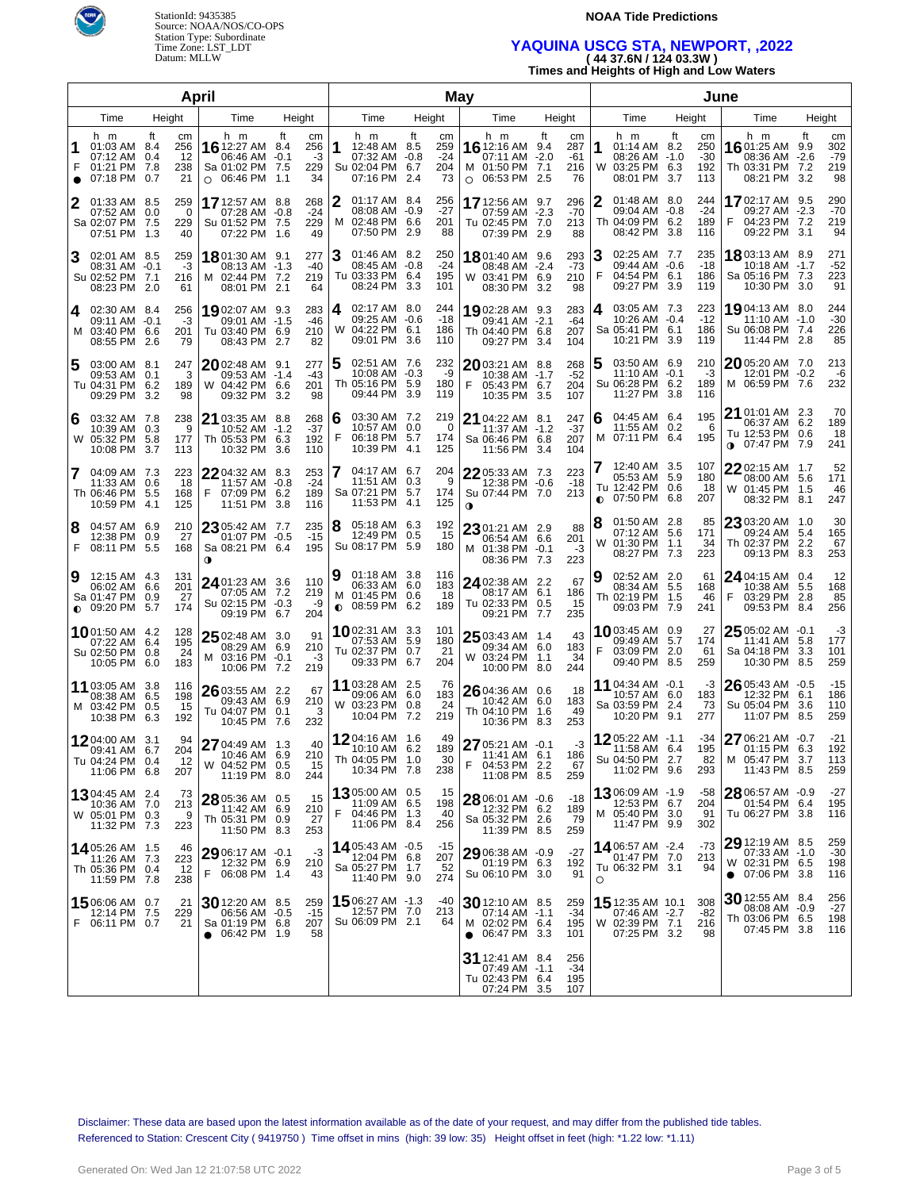StationId: 9435385
Source: NOAA/NOS/CO-OPS
Station Type: Subordinate
Time Zone: LST_LDT
Datum: MLLW

**NOAA Tide Predictions**

## YAQUINA USCG STA, NEWPORT, ,2022
**( 44 37.6N / 124 03.3W )**
**Times and Heights of High and Low Waters**

## April

| Day | Time | Height (ft) | Height (cm) | Day | Time | Height (ft) | Height (cm) |
|---|---|---|---|---|---|---|---|
| 1 F ● | 01:03 AM | 8.4 | 256 | 16 Sa ○ | 12:27 AM | 8.4 | 256 |
| | 07:12 AM | 0.4 | 12 | | 06:46 AM | -0.1 | -3 |
| | 01:21 PM | 7.8 | 238 | | 01:02 PM | 7.5 | 229 |
| | 07:18 PM | 0.7 | 21 | | 06:46 PM | 1.1 | 34 |
| 2 Sa | 01:33 AM | 8.5 | 259 | 17 Su | 12:57 AM | 8.8 | 268 |
| | 07:52 AM | 0.0 | 0 | | 07:28 AM | -0.8 | -24 |
| | 02:07 PM | 7.5 | 229 | | 01:52 PM | 7.5 | 229 |
| | 07:51 PM | 1.3 | 40 | | 07:22 PM | 1.6 | 49 |
| 3 Su | 02:01 AM | 8.5 | 259 | 18 M | 01:30 AM | 9.1 | 277 |
| | 08:31 AM | -0.1 | -3 | | 08:13 AM | -1.3 | -40 |
| | 02:52 PM | 7.1 | 216 | | 02:44 PM | 7.2 | 219 |
| | 08:23 PM | 2.0 | 61 | | 08:01 PM | 2.1 | 64 |
| 4 M | 02:30 AM | 8.4 | 256 | 19 Tu | 02:07 AM | 9.3 | 283 |
| | 09:11 AM | -0.1 | -3 | | 09:01 AM | -1.5 | -46 |
| | 03:40 PM | 6.6 | 201 | | 03:40 PM | 6.9 | 210 |
| | 08:55 PM | 2.6 | 79 | | 08:43 PM | 2.7 | 82 |
| 5 Tu | 03:00 AM | 8.1 | 247 | 20 W | 02:48 AM | 9.1 | 277 |
| | 09:53 AM | 0.1 | 3 | | 09:53 AM | -1.4 | -43 |
| | 04:31 PM | 6.2 | 189 | | 04:42 PM | 6.6 | 201 |
| | 09:29 PM | 3.2 | 98 | | 09:32 PM | 3.2 | 98 |
| 6 W | 03:32 AM | 7.8 | 238 | 21 Th | 03:35 AM | 8.8 | 268 |
| | 10:39 AM | 0.3 | 9 | | 10:52 AM | -1.2 | -37 |
| | 05:32 PM | 5.8 | 177 | | 05:53 PM | 6.3 | 192 |
| | 10:08 PM | 3.7 | 113 | | 10:32 PM | 3.6 | 110 |
| 7 Th | 04:09 AM | 7.3 | 223 | 22 F | 04:32 AM | 8.3 | 253 |
| | 11:33 AM | 0.6 | 18 | | 11:57 AM | -0.8 | -24 |
| | 06:46 PM | 5.5 | 168 | | 07:09 PM | 6.2 | 189 |
| | 10:59 PM | 4.1 | 125 | | 11:51 PM | 3.8 | 116 |
| 8 F | 04:57 AM | 6.9 | 210 | 23 Sa ◑ | 05:42 AM | 7.7 | 235 |
| | 12:38 PM | 0.9 | 27 | | 01:07 PM | -0.5 | -15 |
| | 08:11 PM | 5.5 | 168 | | 08:21 PM | 6.4 | 195 |
| 9 Sa ◐ | 12:15 AM | 4.3 | 131 | 24 Su | 01:23 AM | 3.6 | 110 |
| | 06:02 AM | 6.6 | 201 | | 07:05 AM | 7.2 | 219 |
| | 01:47 PM | 0.9 | 27 | | 02:15 PM | -0.3 | -9 |
| | 09:20 PM | 5.7 | 174 | | 09:19 PM | 6.7 | 204 |
| 10 Su | 01:50 AM | 4.2 | 128 | 25 M | 02:48 AM | 3.0 | 91 |
| | 07:22 AM | 6.4 | 195 | | 08:29 AM | 6.9 | 210 |
| | 02:50 PM | 0.8 | 24 | | 03:16 PM | -0.1 | -3 |
| | 10:05 PM | 6.0 | 183 | | 10:06 PM | 7.2 | 219 |
| 11 M | 03:05 AM | 3.8 | 116 | 26 Tu | 03:55 AM | 2.2 | 67 |
| | 08:38 AM | 6.5 | 198 | | 09:43 AM | 6.9 | 210 |
| | 03:42 PM | 0.5 | 15 | | 04:07 PM | 0.1 | 3 |
| | 10:38 PM | 6.3 | 192 | | 10:45 PM | 7.6 | 232 |
| 12 Tu | 04:00 AM | 3.1 | 94 | 27 W | 04:49 AM | 1.3 | 40 |
| | 09:41 AM | 6.7 | 204 | | 10:46 AM | 6.9 | 210 |
| | 04:24 PM | 0.4 | 12 | | 04:52 PM | 0.5 | 15 |
| | 11:06 PM | 6.8 | 207 | | 11:19 PM | 8.0 | 244 |
| 13 W | 04:45 AM | 2.4 | 73 | 28 Th | 05:36 AM | 0.5 | 15 |
| | 10:36 AM | 7.0 | 213 | | 11:42 AM | 6.9 | 210 |
| | 05:01 PM | 0.3 | 9 | | 05:31 PM | 0.9 | 27 |
| | 11:32 PM | 7.3 | 223 | | 11:50 PM | 8.3 | 253 |
| 14 Th | 05:26 AM | 1.5 | 46 | 29 F | 06:17 AM | -0.1 | -3 |
| | 11:26 AM | 7.3 | 223 | | 12:32 PM | 6.9 | 210 |
| | 05:36 PM | 0.4 | 12 | | 06:08 PM | 1.4 | 43 |
| | 11:59 PM | 7.8 | 238 | | | | |
| 15 F | 06:06 AM | 0.7 | 21 | 30 Sa ● | 12:20 AM | 8.5 | 259 |
| | 12:14 PM | 7.5 | 229 | | 06:56 AM | -0.5 | -15 |
| | 06:11 PM | 0.7 | 21 | | 01:19 PM | 6.8 | 207 |
| | | | | | 06:42 PM | 1.9 | 58 |

## May

| Day | Time | Height (ft) | Height (cm) | Day | Time | Height (ft) | Height (cm) |
|---|---|---|---|---|---|---|---|
| 1 Su | 12:48 AM | 8.5 | 259 | 16 M ○ | 12:16 AM | 9.4 | 287 |
| | 07:32 AM | -0.8 | -24 | | 07:11 AM | -2.0 | -61 |
| | 02:04 PM | 6.7 | 204 | | 01:50 PM | 7.1 | 216 |
| | 07:16 PM | 2.4 | 73 | | 06:53 PM | 2.5 | 76 |
| 2 M | 01:17 AM | 8.4 | 256 | 17 Tu | 12:56 AM | 9.7 | 296 |
| | 08:08 AM | -0.9 | -27 | | 07:59 AM | -2.3 | -70 |
| | 02:48 PM | 6.6 | 201 | | 02:45 PM | 7.0 | 213 |
| | 07:50 PM | 2.9 | 88 | | 07:39 PM | 2.9 | 88 |
| 3 Tu | 01:46 AM | 8.2 | 250 | 18 W | 01:40 AM | 9.6 | 293 |
| | 08:45 AM | -0.8 | -24 | | 08:48 AM | -2.4 | -73 |
| | 03:33 PM | 6.4 | 195 | | 03:41 PM | 6.9 | 210 |
| | 08:24 PM | 3.3 | 101 | | 08:30 PM | 3.2 | 98 |
| 4 W | 02:17 AM | 8.0 | 244 | 19 Th | 02:28 AM | 9.3 | 283 |
| | 09:25 AM | -0.6 | -18 | | 09:41 AM | -2.1 | -64 |
| | 04:22 PM | 6.1 | 186 | | 04:40 PM | 6.8 | 207 |
| | 09:01 PM | 3.6 | 110 | | 09:27 PM | 3.4 | 104 |
| 5 Th | 02:51 AM | 7.6 | 232 | 20 F | 03:21 AM | 8.8 | 268 |
| | 10:08 AM | -0.3 | -9 | | 10:38 AM | -1.7 | -52 |
| | 05:16 PM | 5.9 | 180 | | 05:43 PM | 6.7 | 204 |
| | 09:44 PM | 3.9 | 119 | | 10:35 PM | 3.5 | 107 |
| 6 F | 03:30 AM | 7.2 | 219 | 21 Sa | 04:22 AM | 8.1 | 247 |
| | 10:57 AM | 0.0 | 0 | | 11:37 AM | -1.2 | -37 |
| | 06:18 PM | 5.7 | 174 | | 06:46 PM | 6.8 | 207 |
| | 10:39 PM | 4.1 | 125 | | 11:56 PM | 3.4 | 104 |
| 7 Sa | 04:17 AM | 6.7 | 204 | 22 Su ◑ | 05:33 AM | 7.3 | 223 |
| | 11:51 AM | 0.3 | 9 | | 12:38 PM | -0.6 | -18 |
| | 07:21 PM | 5.7 | 174 | | 07:44 PM | 7.0 | 213 |
| | 11:53 PM | 4.1 | 125 | | | | |
| 8 Su | 05:18 AM | 6.3 | 192 | 23 M | 01:21 AM | 2.9 | 88 |
| | 12:49 PM | 0.5 | 15 | | 06:54 AM | 6.6 | 201 |
| | 08:17 PM | 5.9 | 180 | | 01:38 PM | -0.1 | -3 |
| | | | | | 08:36 PM | 7.3 | 223 |
| 9 M ◐ | 01:18 AM | 3.8 | 116 | 24 Tu | 02:38 AM | 2.2 | 67 |
| | 06:33 AM | 6.0 | 183 | | 08:17 AM | 6.1 | 186 |
| | 01:45 PM | 0.6 | 18 | | 02:33 PM | 0.5 | 15 |
| | 08:59 PM | 6.2 | 189 | | 09:21 PM | 7.7 | 235 |
| 10 Tu | 02:31 AM | 3.3 | 101 | 25 W | 03:43 AM | 1.4 | 43 |
| | 07:53 AM | 5.9 | 180 | | 09:34 AM | 6.0 | 183 |
| | 02:37 PM | 0.7 | 21 | | 03:24 PM | 1.1 | 34 |
| | 09:33 PM | 6.7 | 204 | | 10:00 PM | 8.0 | 244 |
| 11 W | 03:28 AM | 2.5 | 76 | 26 Th | 04:36 AM | 0.6 | 18 |
| | 09:06 AM | 6.0 | 183 | | 10:42 AM | 6.0 | 183 |
| | 03:23 PM | 0.8 | 24 | | 04:10 PM | 1.6 | 49 |
| | 10:04 PM | 7.2 | 219 | | 10:36 PM | 8.3 | 253 |
| 12 Th | 04:16 AM | 1.6 | 49 | 27 F | 05:21 AM | -0.1 | -3 |
| | 10:10 AM | 6.2 | 189 | | 11:41 AM | 6.1 | 186 |
| | 04:05 PM | 1.0 | 30 | | 04:53 PM | 2.2 | 67 |
| | 10:34 PM | 7.8 | 238 | | 11:08 PM | 8.5 | 259 |
| 13 F | 05:00 AM | 0.5 | 15 | 28 Sa | 06:01 AM | -0.6 | -18 |
| | 11:09 AM | 6.5 | 198 | | 12:32 PM | 6.2 | 189 |
| | 04:46 PM | 1.3 | 40 | | 05:32 PM | 2.6 | 79 |
| | 11:06 PM | 8.4 | 256 | | 11:39 PM | 8.5 | 259 |
| 14 Sa | 05:43 AM | -0.5 | -15 | 29 Su | 06:38 AM | -0.9 | -27 |
| | 12:04 PM | 6.8 | 207 | | 01:19 PM | 6.3 | 192 |
| | 05:27 PM | 1.7 | 52 | | 06:10 PM | 3.0 | 91 |
| | 11:40 PM | 9.0 | 274 | | | | |
| 15 Su | 06:27 AM | -1.3 | -40 | 30 M ● | 12:10 AM | 8.5 | 259 |
| | 12:57 PM | 7.0 | 213 | | 07:14 AM | -1.1 | -34 |
| | 06:09 PM | 2.1 | 64 | | 02:02 PM | 6.4 | 195 |
| | | | | | 06:47 PM | 3.3 | 101 |
| | | | | 31 Tu | 12:41 AM | 8.4 | 256 |
| | | | | | 07:49 AM | -1.1 | -34 |
| | | | | | 02:43 PM | 6.4 | 195 |
| | | | | | 07:24 PM | 3.5 | 107 |

## June

| Day | Time | Height (ft) | Height (cm) | Day | Time | Height (ft) | Height (cm) |
|---|---|---|---|---|---|---|---|
| 1 W | 01:14 AM | 8.2 | 250 | 16 Th | 01:25 AM | 9.9 | 302 |
| | 08:26 AM | -1.0 | -30 | | 08:36 AM | -2.6 | -79 |
| | 03:25 PM | 6.3 | 192 | | 03:31 PM | 7.2 | 219 |
| | 08:01 PM | 3.7 | 113 | | 08:21 PM | 3.2 | 98 |
| 2 Th | 01:48 AM | 8.0 | 244 | 17 F | 02:17 AM | 9.5 | 290 |
| | 09:04 AM | -0.8 | -24 | | 09:27 AM | -2.3 | -70 |
| | 04:09 PM | 6.2 | 189 | | 04:23 PM | 7.2 | 219 |
| | 08:42 PM | 3.8 | 116 | | 09:22 PM | 3.1 | 94 |
| 3 F | 02:25 AM | 7.7 | 235 | 18 Sa | 03:13 AM | 8.9 | 271 |
| | 09:44 AM | -0.6 | -18 | | 10:18 AM | -1.7 | -52 |
| | 04:54 PM | 6.1 | 186 | | 05:16 PM | 7.3 | 223 |
| | 09:27 PM | 3.9 | 119 | | 10:30 PM | 3.0 | 91 |
| 4 Sa | 03:05 AM | 7.3 | 223 | 19 Su | 04:13 AM | 8.0 | 244 |
| | 10:26 AM | -0.4 | -12 | | 11:10 AM | -1.0 | -30 |
| | 05:41 PM | 6.1 | 186 | | 06:08 PM | 7.4 | 226 |
| | 10:21 PM | 3.9 | 119 | | 11:44 PM | 2.8 | 85 |
| 5 Su | 03:50 AM | 6.9 | 210 | 20 M | 05:20 AM | 7.0 | 213 |
| | 11:10 AM | -0.1 | -3 | | 12:01 PM | -0.2 | -6 |
| | 06:28 PM | 6.2 | 189 | | 06:59 PM | 7.6 | 232 |
| | 11:27 PM | 3.8 | 116 | | | | |
| 6 M | 04:45 AM | 6.4 | 195 | 21 Tu ◑ | 01:01 AM | 2.3 | 70 |
| | 11:55 AM | 0.2 | 6 | | 06:37 AM | 6.2 | 189 |
| | 07:11 PM | 6.4 | 195 | | 12:53 PM | 0.6 | 18 |
| | | | | | 07:47 PM | 7.9 | 241 |
| 7 Tu ◐ | 12:40 AM | 3.5 | 107 | 22 W | 02:15 AM | 1.7 | 52 |
| | 05:53 AM | 5.9 | 180 | | 08:00 AM | 5.6 | 171 |
| | 12:42 PM | 0.6 | 18 | | 01:45 PM | 1.5 | 46 |
| | 07:50 PM | 6.8 | 207 | | 08:32 PM | 8.1 | 247 |
| 8 W | 01:50 AM | 2.8 | 85 | 23 Th | 03:20 AM | 1.0 | 30 |
| | 07:12 AM | 5.6 | 171 | | 09:24 AM | 5.4 | 165 |
| | 01:30 PM | 1.1 | 34 | | 02:37 PM | 2.2 | 67 |
| | 08:27 PM | 7.3 | 223 | | 09:13 PM | 8.3 | 253 |
| 9 Th | 02:52 AM | 2.0 | 61 | 24 F | 04:15 AM | 0.4 | 12 |
| | 08:34 AM | 5.5 | 168 | | 10:38 AM | 5.5 | 168 |
| | 02:19 PM | 1.5 | 46 | | 03:29 PM | 2.8 | 85 |
| | 09:03 PM | 7.9 | 241 | | 09:53 PM | 8.4 | 256 |
| 10 F | 03:45 AM | 0.9 | 27 | 25 Sa | 05:02 AM | -0.1 | -3 |
| | 09:49 AM | 5.7 | 174 | | 11:41 AM | 5.8 | 177 |
| | 03:09 PM | 2.0 | 61 | | 04:18 PM | 3.3 | 101 |
| | 09:40 PM | 8.5 | 259 | | 10:30 PM | 8.5 | 259 |
| 11 Sa | 04:34 AM | -0.1 | -3 | 26 Su | 05:43 AM | -0.5 | -15 |
| | 10:57 AM | 6.0 | 183 | | 12:32 PM | 6.1 | 186 |
| | 03:59 PM | 2.4 | 73 | | 05:04 PM | 3.6 | 110 |
| | 10:20 PM | 9.1 | 277 | | 11:07 PM | 8.5 | 259 |
| 12 Su | 05:22 AM | -1.1 | -34 | 27 M | 06:21 AM | -0.7 | -21 |
| | 11:58 AM | 6.4 | 195 | | 01:15 PM | 6.3 | 192 |
| | 04:50 PM | 2.7 | 82 | | 05:47 PM | 3.7 | 113 |
| | 11:02 PM | 9.6 | 293 | | 11:43 PM | 8.5 | 259 |
| 13 M | 06:09 AM | -1.9 | -58 | 28 Tu | 06:57 AM | -0.9 | -27 |
| | 12:53 PM | 6.7 | 204 | | 01:54 PM | 6.4 | 195 |
| | 05:40 PM | 3.0 | 91 | | 06:27 PM | 3.8 | 116 |
| | 11:47 PM | 9.9 | 302 | | | | |
| 14 Tu ○ | 06:57 AM | -2.4 | -73 | 29 W ● | 12:19 AM | 8.5 | 259 |
| | 01:47 PM | 7.0 | 213 | | 07:33 AM | -1.0 | -30 |
| | 06:32 PM | 3.1 | 94 | | 02:31 PM | 6.5 | 198 |
| | | | | | 07:06 PM | 3.8 | 116 |
| 15 W | 12:35 AM | 10.1 | 308 | 30 Th | 12:55 AM | 8.4 | 256 |
| | 07:46 AM | -2.7 | -82 | | 08:08 AM | -0.9 | -27 |
| | 02:39 PM | 7.1 | 216 | | 03:06 PM | 6.5 | 198 |
| | 07:25 PM | 3.2 | 98 | | 07:45 PM | 3.8 | 116 |

Disclaimer: These data are based upon the latest information available as of the date of your request, and may differ from the published tide tables.
Referenced to Station: Crescent City ( 9419750 ) Time offset in mins (high: 39 low: 35) Height offset in feet (high: *1.22 low: *1.11)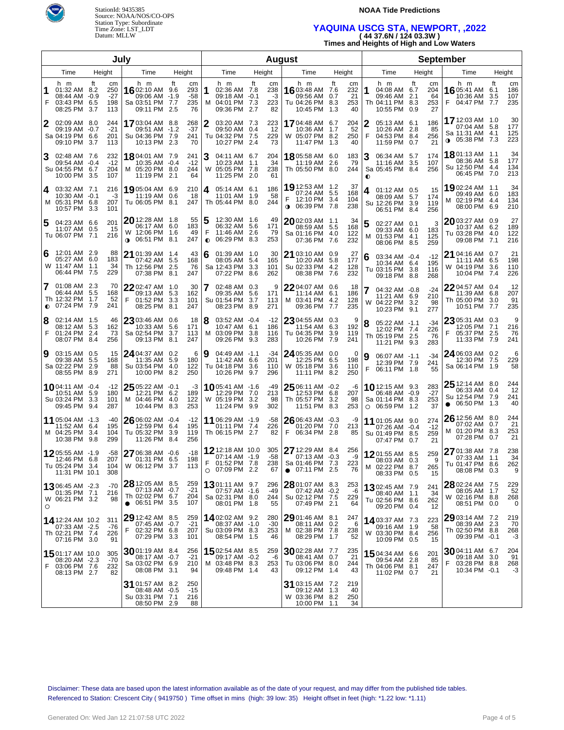StationId: 9435385
Source: NOAA/NOS/CO-OPS
Station Type: Subordinate
Time Zone: LST_LDT
Datum: MLLW

**NOAA Tide Predictions**

## YAQUINA USCG STA, NEWPORT, ,2022

**( 44 37.6N / 124 03.3W )**

**Times and Heights of High and Low Waters**

### July

| Day | Time | Height (ft) | Height (cm) |
|---|---|---|---|
| 1 F | 01:32 AM | 8.2 | 250 |
| | 08:44 AM | -0.9 | -27 |
| | 03:43 PM | 6.5 | 198 |
| | 08:25 PM | 3.7 | 113 |
| 2 Sa | 02:09 AM | 8.0 | 244 |
| | 09:19 AM | -0.7 | -21 |
| | 04:19 PM | 6.6 | 201 |
| | 09:10 PM | 3.7 | 113 |
| 3 Su | 02:48 AM | 7.6 | 232 |
| | 09:54 AM | -0.4 | -12 |
| | 04:55 PM | 6.7 | 204 |
| | 10:00 PM | 3.5 | 107 |
| 4 M | 03:32 AM | 7.1 | 216 |
| | 10:30 AM | -0.1 | -3 |
| | 05:31 PM | 6.8 | 207 |
| | 10:57 PM | 3.3 | 101 |
| 5 Tu | 04:23 AM | 6.6 | 201 |
| | 11:07 AM | 0.5 | 15 |
| | 06:07 PM | 7.1 | 216 |
| 6 W | 12:01 AM | 2.9 | 88 |
| | 05:27 AM | 6.0 | 183 |
| | 11:47 AM | 1.1 | 34 |
| | 06:44 PM | 7.5 | 229 |
| 7 Th ◐ | 01:08 AM | 2.3 | 70 |
| | 06:44 AM | 5.5 | 168 |
| | 12:32 PM | 1.7 | 52 |
| | 07:24 PM | 7.9 | 241 |
| 8 F | 02:14 AM | 1.5 | 46 |
| | 08:12 AM | 5.3 | 162 |
| | 01:24 PM | 2.4 | 73 |
| | 08:07 PM | 8.4 | 256 |
| 9 Sa | 03:15 AM | 0.5 | 15 |
| | 09:38 AM | 5.5 | 168 |
| | 02:22 PM | 2.9 | 88 |
| | 08:55 PM | 8.9 | 271 |
| 10 Su | 04:11 AM | -0.4 | -12 |
| | 10:51 AM | 5.9 | 180 |
| | 03:24 PM | 3.3 | 101 |
| | 09:45 PM | 9.4 | 287 |
| 11 M | 05:04 AM | -1.3 | -40 |
| | 11:52 AM | 6.4 | 195 |
| | 04:25 PM | 3.4 | 104 |
| | 10:38 PM | 9.8 | 299 |
| 12 Tu | 05:55 AM | -1.9 | -58 |
| | 12:46 PM | 6.8 | 207 |
| | 05:24 PM | 3.4 | 104 |
| | 11:31 PM | 10.1 | 308 |
| 13 W ○ | 06:45 AM | -2.3 | -70 |
| | 01:35 PM | 7.1 | 216 |
| | 06:21 PM | 3.2 | 98 |
| 14 Th | 12:24 AM | 10.2 | 311 |
| | 07:33 AM | -2.5 | -76 |
| | 02:21 PM | 7.4 | 226 |
| | 07:16 PM | 3.0 | 91 |
| 15 F | 01:17 AM | 10.0 | 305 |
| | 08:20 AM | -2.3 | -70 |
| | 03:06 PM | 7.6 | 232 |
| | 08:13 PM | 2.7 | 82 |
| 16 Sa | 02:10 AM | 9.6 | 293 |
| | 09:06 AM | -1.9 | -58 |
| | 03:51 PM | 7.7 | 235 |
| | 09:11 PM | 2.5 | 76 |
| 17 Su | 03:04 AM | 8.8 | 268 |
| | 09:51 AM | -1.2 | -37 |
| | 04:36 PM | 7.9 | 241 |
| | 10:13 PM | 2.3 | 70 |
| 18 M | 04:01 AM | 7.9 | 241 |
| | 10:35 AM | -0.4 | -12 |
| | 05:20 PM | 8.0 | 244 |
| | 11:19 PM | 2.1 | 64 |
| 19 Tu | 05:04 AM | 6.9 | 210 |
| | 11:19 AM | 0.6 | 18 |
| | 06:05 PM | 8.1 | 247 |
| 20 W ◑ | 12:28 AM | 1.8 | 55 |
| | 06:17 AM | 6.0 | 183 |
| | 12:06 PM | 1.6 | 49 |
| | 06:51 PM | 8.1 | 247 |
| 21 Th | 01:39 AM | 1.4 | 43 |
| | 07:42 AM | 5.5 | 168 |
| | 12:56 PM | 2.5 | 76 |
| | 07:38 PM | 8.1 | 247 |
| 22 F | 02:47 AM | 1.0 | 30 |
| | 09:13 AM | 5.3 | 162 |
| | 01:52 PM | 3.3 | 101 |
| | 08:25 PM | 8.1 | 247 |
| 23 Sa | 03:46 AM | 0.6 | 18 |
| | 10:33 AM | 5.6 | 171 |
| | 02:54 PM | 3.7 | 113 |
| | 09:13 PM | 8.1 | 247 |
| 24 Su | 04:37 AM | 0.2 | 6 |
| | 11:35 AM | 5.9 | 180 |
| | 03:54 PM | 4.0 | 122 |
| | 10:00 PM | 8.2 | 250 |
| 25 M | 05:22 AM | -0.1 | -3 |
| | 12:21 PM | 6.2 | 189 |
| | 04:46 PM | 4.0 | 122 |
| | 10:44 PM | 8.3 | 253 |
| 26 Tu | 06:02 AM | -0.4 | -12 |
| | 12:59 PM | 6.4 | 195 |
| | 05:32 PM | 3.9 | 119 |
| | 11:26 PM | 8.4 | 256 |
| 27 W | 06:38 AM | -0.6 | -18 |
| | 01:31 PM | 6.5 | 198 |
| | 06:12 PM | 3.7 | 113 |
| 28 Th ● | 12:05 AM | 8.5 | 259 |
| | 07:13 AM | -0.7 | -21 |
| | 02:02 PM | 6.7 | 204 |
| | 06:51 PM | 3.5 | 107 |
| 29 F | 12:42 AM | 8.5 | 259 |
| | 07:45 AM | -0.7 | -21 |
| | 02:32 PM | 6.8 | 207 |
| | 07:29 PM | 3.3 | 101 |
| 30 Sa | 01:19 AM | 8.4 | 256 |
| | 08:17 AM | -0.7 | -21 |
| | 03:02 PM | 6.9 | 210 |
| | 08:08 PM | 3.1 | 94 |
| 31 Su | 01:57 AM | 8.2 | 250 |
| | 08:48 AM | -0.5 | -15 |
| | 03:31 PM | 7.1 | 216 |
| | 08:50 PM | 2.9 | 88 |

### August

| Day | Time | Height (ft) | Height (cm) |
|---|---|---|---|
| 1 M | 02:36 AM | 7.8 | 238 |
| | 09:18 AM | -0.1 | -3 |
| | 04:01 PM | 7.3 | 223 |
| | 09:36 PM | 2.7 | 82 |
| 2 Tu | 03:20 AM | 7.3 | 223 |
| | 09:50 AM | 0.4 | 12 |
| | 04:32 PM | 7.5 | 229 |
| | 10:27 PM | 2.4 | 73 |
| 3 W | 04:11 AM | 6.7 | 204 |
| | 10:23 AM | 1.1 | 34 |
| | 05:05 PM | 7.8 | 238 |
| | 11:25 PM | 2.0 | 61 |
| 4 Th | 05:14 AM | 6.1 | 186 |
| | 11:01 AM | 1.9 | 58 |
| | 05:44 PM | 8.0 | 244 |
| 5 F ◐ | 12:30 AM | 1.6 | 49 |
| | 06:32 AM | 5.6 | 171 |
| | 11:46 AM | 2.6 | 79 |
| | 06:29 PM | 8.3 | 253 |
| 6 Sa | 01:39 AM | 1.0 | 30 |
| | 08:05 AM | 5.4 | 165 |
| | 12:43 PM | 3.3 | 101 |
| | 07:22 PM | 8.6 | 262 |
| 7 Su | 02:48 AM | 0.3 | 9 |
| | 09:35 AM | 5.6 | 171 |
| | 01:54 PM | 3.7 | 113 |
| | 08:23 PM | 8.9 | 271 |
| 8 M | 03:52 AM | -0.4 | -12 |
| | 10:47 AM | 6.1 | 186 |
| | 03:09 PM | 3.8 | 116 |
| | 09:26 PM | 9.3 | 283 |
| 9 Tu | 04:49 AM | -1.1 | -34 |
| | 11:42 AM | 6.6 | 201 |
| | 04:18 PM | 3.6 | 110 |
| | 10:26 PM | 9.7 | 296 |
| 10 W | 05:41 AM | -1.6 | -49 |
| | 12:29 PM | 7.0 | 213 |
| | 05:19 PM | 3.2 | 98 |
| | 11:24 PM | 9.9 | 302 |
| 11 Th | 06:29 AM | -1.9 | -58 |
| | 01:11 PM | 7.4 | 226 |
| | 06:15 PM | 2.7 | 82 |
| 12 F ○ | 12:18 AM | 10.0 | 305 |
| | 07:14 AM | -1.9 | -58 |
| | 01:52 PM | 7.8 | 238 |
| | 07:09 PM | 2.2 | 67 |
| 13 Sa | 01:11 AM | 9.7 | 296 |
| | 07:57 AM | -1.6 | -49 |
| | 02:31 PM | 8.0 | 244 |
| | 08:01 PM | 1.8 | 55 |
| 14 Su | 02:02 AM | 9.2 | 280 |
| | 08:37 AM | -1.0 | -30 |
| | 03:09 PM | 8.3 | 253 |
| | 08:54 PM | 1.5 | 46 |
| 15 M | 02:54 AM | 8.5 | 259 |
| | 09:17 AM | -0.2 | -6 |
| | 03:48 PM | 8.3 | 253 |
| | 09:48 PM | 1.4 | 43 |
| 16 Tu | 03:48 AM | 7.6 | 232 |
| | 09:56 AM | 0.7 | 21 |
| | 04:26 PM | 8.3 | 253 |
| | 10:45 PM | 1.3 | 40 |
| 17 W | 04:48 AM | 6.7 | 204 |
| | 10:36 AM | 1.7 | 52 |
| | 05:07 PM | 8.2 | 250 |
| | 11:47 PM | 1.3 | 40 |
| 18 Th | 05:58 AM | 6.0 | 183 |
| | 11:19 AM | 2.6 | 79 |
| | 05:50 PM | 8.0 | 244 |
| 19 F ◑ | 12:53 AM | 1.2 | 37 |
| | 07:24 AM | 5.5 | 168 |
| | 12:10 PM | 3.4 | 104 |
| | 06:39 PM | 7.8 | 238 |
| 20 Sa | 02:03 AM | 1.1 | 34 |
| | 08:59 AM | 5.5 | 168 |
| | 01:16 PM | 4.0 | 122 |
| | 07:36 PM | 7.6 | 232 |
| 21 Su | 03:10 AM | 0.9 | 27 |
| | 10:20 AM | 5.8 | 177 |
| | 02:33 PM | 4.2 | 128 |
| | 08:38 PM | 7.6 | 232 |
| 22 M | 04:07 AM | 0.6 | 18 |
| | 11:14 AM | 6.1 | 186 |
| | 03:41 PM | 4.2 | 128 |
| | 09:36 PM | 7.7 | 235 |
| 23 Tu | 04:55 AM | 0.3 | 9 |
| | 11:54 AM | 6.3 | 192 |
| | 04:35 PM | 3.9 | 119 |
| | 10:26 PM | 7.9 | 241 |
| 24 W | 05:35 AM | 0.0 | 0 |
| | 12:25 PM | 6.5 | 198 |
| | 05:18 PM | 3.6 | 110 |
| | 11:11 PM | 8.2 | 250 |
| 25 Th | 06:11 AM | -0.2 | -6 |
| | 12:53 PM | 6.8 | 207 |
| | 05:57 PM | 3.2 | 98 |
| | 11:51 PM | 8.3 | 253 |
| 26 F | 06:43 AM | -0.3 | -9 |
| | 01:20 PM | 7.0 | 213 |
| | 06:34 PM | 2.8 | 85 |
| 27 Sa ● | 12:29 AM | 8.4 | 256 |
| | 07:13 AM | -0.3 | -9 |
| | 01:46 PM | 7.3 | 223 |
| | 07:11 PM | 2.5 | 76 |
| 28 Su | 01:07 AM | 8.3 | 253 |
| | 07:42 AM | -0.2 | -6 |
| | 02:12 PM | 7.5 | 229 |
| | 07:49 PM | 2.1 | 64 |
| 29 M | 01:46 AM | 8.1 | 247 |
| | 08:11 AM | 0.2 | 6 |
| | 02:38 PM | 7.8 | 238 |
| | 08:29 PM | 1.7 | 52 |
| 30 Tu | 02:28 AM | 7.7 | 235 |
| | 08:41 AM | 0.7 | 21 |
| | 03:06 PM | 8.0 | 244 |
| | 09:12 PM | 1.4 | 43 |
| 31 W | 03:15 AM | 7.2 | 219 |
| | 09:12 AM | 1.3 | 40 |
| | 03:36 PM | 8.2 | 250 |
| | 10:00 PM | 1.1 | 34 |

### September

| Day | Time | Height (ft) | Height (cm) |
|---|---|---|---|
| 1 Th | 04:08 AM | 6.7 | 204 |
| | 09:46 AM | 2.1 | 64 |
| | 04:11 PM | 8.3 | 253 |
| | 10:55 PM | 0.9 | 27 |
| 2 F | 05:13 AM | 6.1 | 186 |
| | 10:26 AM | 2.8 | 85 |
| | 04:53 PM | 8.4 | 256 |
| | 11:59 PM | 0.7 | 21 |
| 3 Sa ◐ | 06:34 AM | 5.7 | 174 |
| | 11:16 AM | 3.5 | 107 |
| | 05:45 PM | 8.4 | 256 |
| 4 Su | 01:12 AM | 0.5 | 15 |
| | 08:09 AM | 5.7 | 174 |
| | 12:26 PM | 3.9 | 119 |
| | 06:51 PM | 8.4 | 256 |
| 5 M | 02:27 AM | 0.1 | 3 |
| | 09:33 AM | 6.0 | 183 |
| | 01:53 PM | 4.1 | 125 |
| | 08:06 PM | 8.5 | 259 |
| 6 Tu | 03:34 AM | -0.4 | -12 |
| | 10:34 AM | 6.4 | 195 |
| | 03:15 PM | 3.8 | 116 |
| | 09:18 PM | 8.8 | 268 |
| 7 W | 04:32 AM | -0.8 | -24 |
| | 11:21 AM | 6.9 | 210 |
| | 04:22 PM | 3.2 | 98 |
| | 10:23 PM | 9.1 | 277 |
| 8 Th | 05:22 AM | -1.1 | -34 |
| | 12:02 PM | 7.4 | 226 |
| | 05:19 PM | 2.5 | 76 |
| | 11:21 PM | 9.3 | 283 |
| 9 F | 06:07 AM | -1.1 | -34 |
| | 12:39 PM | 7.9 | 241 |
| | 06:11 PM | 1.8 | 55 |
| 10 Sa ○ | 12:15 AM | 9.3 | 283 |
| | 06:48 AM | -0.9 | -27 |
| | 01:14 PM | 8.3 | 253 |
| | 06:59 PM | 1.2 | 37 |
| 11 Su | 01:05 AM | 9.0 | 274 |
| | 07:26 AM | -0.4 | -12 |
| | 01:49 PM | 8.5 | 259 |
| | 07:47 PM | 0.7 | 21 |
| 12 M | 01:55 AM | 8.5 | 259 |
| | 08:03 AM | 0.3 | 9 |
| | 02:22 PM | 8.7 | 265 |
| | 08:33 PM | 0.5 | 15 |
| 13 Tu | 02:45 AM | 7.9 | 241 |
| | 08:40 AM | 1.1 | 34 |
| | 02:56 PM | 8.6 | 262 |
| | 09:20 PM | 0.4 | 12 |
| 14 W | 03:37 AM | 7.3 | 223 |
| | 09:16 AM | 1.9 | 58 |
| | 03:30 PM | 8.4 | 256 |
| | 10:09 PM | 0.5 | 15 |
| 15 Th | 04:34 AM | 6.6 | 201 |
| | 09:54 AM | 2.8 | 85 |
| | 04:06 PM | 8.1 | 247 |
| | 11:02 PM | 0.7 | 21 |
| 16 F | 05:41 AM | 6.1 | 186 |
| | 10:36 AM | 3.5 | 107 |
| | 04:47 PM | 7.7 | 235 |
| 17 Sa ◑ | 12:03 AM | 1.0 | 30 |
| | 07:04 AM | 5.8 | 177 |
| | 11:31 AM | 4.1 | 125 |
| | 05:38 PM | 7.3 | 223 |
| 18 Su | 01:13 AM | 1.1 | 34 |
| | 08:36 AM | 5.8 | 177 |
| | 12:50 PM | 4.4 | 134 |
| | 06:45 PM | 7.0 | 213 |
| 19 M | 02:24 AM | 1.1 | 34 |
| | 09:49 AM | 6.0 | 183 |
| | 02:19 PM | 4.4 | 134 |
| | 08:00 PM | 6.9 | 210 |
| 20 Tu | 03:27 AM | 0.9 | 27 |
| | 10:37 AM | 6.2 | 189 |
| | 03:28 PM | 4.0 | 122 |
| | 09:08 PM | 7.1 | 216 |
| 21 W | 04:16 AM | 0.7 | 21 |
| | 11:11 AM | 6.5 | 198 |
| | 04:19 PM | 3.6 | 110 |
| | 10:04 PM | 7.4 | 226 |
| 22 Th | 04:57 AM | 0.4 | 12 |
| | 11:39 AM | 6.8 | 207 |
| | 05:00 PM | 3.0 | 91 |
| | 10:51 PM | 7.7 | 235 |
| 23 F | 05:31 AM | 0.3 | 9 |
| | 12:05 PM | 7.1 | 216 |
| | 05:37 PM | 2.5 | 76 |
| | 11:33 PM | 7.9 | 241 |
| 24 Sa | 06:03 AM | 0.2 | 6 |
| | 12:30 PM | 7.5 | 229 |
| | 06:14 PM | 1.9 | 58 |
| 25 Su ● | 12:14 AM | 8.0 | 244 |
| | 06:33 AM | 0.4 | 12 |
| | 12:54 PM | 7.9 | 241 |
| | 06:50 PM | 1.3 | 40 |
| 26 M | 12:56 AM | 8.0 | 244 |
| | 07:02 AM | 0.7 | 21 |
| | 01:20 PM | 8.3 | 253 |
| | 07:28 PM | 0.7 | 21 |
| 27 Tu | 01:38 AM | 7.8 | 238 |
| | 07:33 AM | 1.1 | 34 |
| | 01:47 PM | 8.6 | 262 |
| | 08:08 PM | 0.3 | 9 |
| 28 W | 02:24 AM | 7.5 | 229 |
| | 08:05 AM | 1.7 | 52 |
| | 02:16 PM | 8.8 | 268 |
| | 08:51 PM | 0.0 | 0 |
| 29 Th | 03:14 AM | 7.2 | 219 |
| | 08:39 AM | 2.3 | 70 |
| | 02:50 PM | 8.8 | 268 |
| | 09:39 PM | -0.1 | -3 |
| 30 F | 04:11 AM | 6.7 | 204 |
| | 09:18 AM | 3.0 | 91 |
| | 03:28 PM | 8.8 | 268 |
| | 10:34 PM | -0.1 | -3 |

Disclaimer: These data are based upon the latest information available as of the date of your request, and may differ from the published tide tables.
Referenced to Station: Crescent City ( 9419750 ) Time offset in mins (high: 39 low: 35) Height offset in feet (high: *1.22 low: *1.11)

Generated On: Wed Jan 12 21:07:58 UTC 2022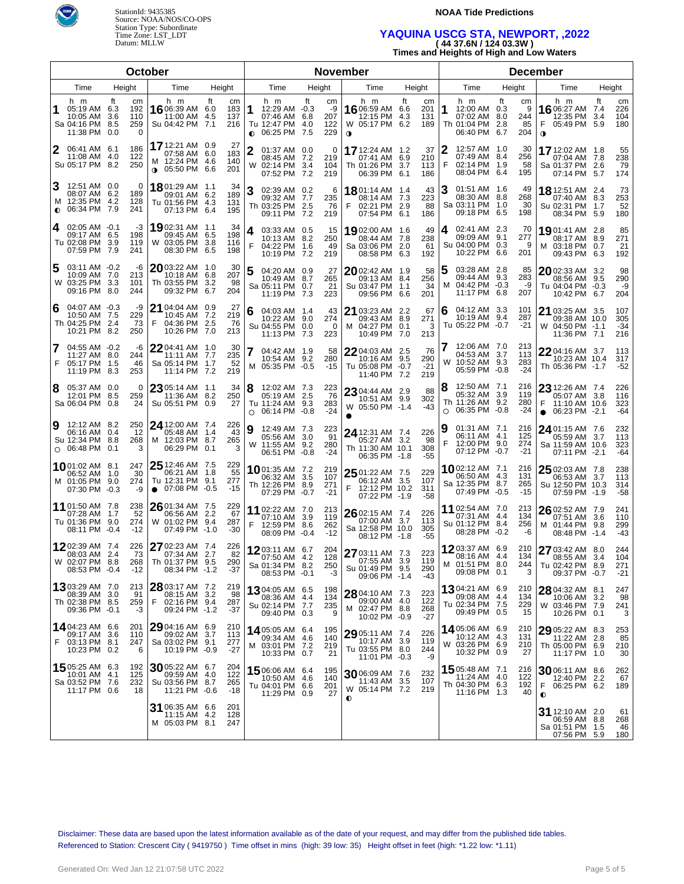StationId: 9435385
Source: NOAA/NOS/CO-OPS
Station Type: Subordinate
Time Zone: LST_LDT
Datum: MLLW

**NOAA Tide Predictions**

## YAQUINA USCG STA, NEWPORT, ,2022

**( 44 37.6N / 124 03.3W )**

**Times and Heights of High and Low Waters**

### October

| Day | Time | ft | cm | Time | ft | cm | Time | ft | cm | Time | ft | cm |
|---|---|---|---|---|---|---|---|---|---|---|---|---|
| 1 Sa | 05:19 AM | 6.3 | 192 | 10:05 AM | 3.6 | 110 | 04:16 PM | 8.5 | 259 | 11:38 PM | 0.0 | 0 |
| 2 Su | 06:41 AM | 6.1 | 186 | 11:08 AM | 4.0 | 122 | 05:17 PM | 8.2 | 250 | | | |
| 3 M | 12:51 AM | 0.0 | 0 | 08:07 AM | 6.2 | 189 | 12:35 PM | 4.2 | 128 | 06:34 PM | 7.9 | 241 |
| 4 Tu | 02:05 AM | -0.1 | -3 | 09:17 AM | 6.5 | 198 | 02:08 PM | 3.9 | 119 | 07:59 PM | 7.9 | 241 |
| 5 W | 03:11 AM | -0.2 | -6 | 10:09 AM | 7.0 | 213 | 03:25 PM | 3.3 | 101 | 09:16 PM | 8.0 | 244 |
| 6 Th | 04:07 AM | -0.3 | -9 | 10:50 AM | 7.5 | 229 | 04:25 PM | 2.4 | 73 | 10:21 PM | 8.2 | 250 |
| 7 F | 04:55 AM | -0.2 | -6 | 11:27 AM | 8.0 | 244 | 05:17 PM | 1.5 | 46 | 11:19 PM | 8.3 | 253 |
| 8 Sa | 05:37 AM | 0.0 | 0 | 12:01 PM | 8.5 | 259 | 06:04 PM | 0.8 | 24 | | | |
| 9 Su | 12:12 AM | 8.2 | 250 | 06:16 AM | 0.4 | 12 | 12:34 PM | 8.8 | 268 | 06:48 PM | 0.1 | 3 |
| 10 M | 01:02 AM | 8.1 | 247 | 06:52 AM | 1.0 | 30 | 01:05 PM | 9.0 | 274 | 07:30 PM | -0.3 | -9 |
| 11 Tu | 01:50 AM | 7.8 | 238 | 07:28 AM | 1.7 | 52 | 01:36 PM | 9.0 | 274 | 08:11 PM | -0.4 | -12 |
| 12 W | 02:39 AM | 7.4 | 226 | 08:03 AM | 2.4 | 73 | 02:07 PM | 8.8 | 268 | 08:53 PM | -0.4 | -12 |
| 13 Th | 03:29 AM | 7.0 | 213 | 08:39 AM | 3.0 | 91 | 02:38 PM | 8.5 | 259 | 09:36 PM | -0.1 | -3 |
| 14 F | 04:23 AM | 6.6 | 201 | 09:17 AM | 3.6 | 110 | 03:13 PM | 8.1 | 247 | 10:23 PM | 0.2 | 6 |
| 15 Sa | 05:25 AM | 6.3 | 192 | 10:01 AM | 4.1 | 125 | 03:52 PM | 7.6 | 232 | 11:17 PM | 0.6 | 18 |
| 16 Su | 06:39 AM | 6.0 | 183 | 11:00 AM | 4.5 | 137 | 04:42 PM | 7.1 | 216 | | | |
| 17 M | 12:21 AM | 0.9 | 27 | 07:58 AM | 6.0 | 183 | 12:24 PM | 4.6 | 140 | 05:50 PM | 6.6 | 201 |
| 18 Tu | 01:29 AM | 1.1 | 34 | 09:01 AM | 6.2 | 189 | 01:56 PM | 4.3 | 131 | 07:13 PM | 6.4 | 195 |
| 19 W | 02:31 AM | 1.1 | 34 | 09:45 AM | 6.5 | 198 | 03:05 PM | 3.8 | 116 | 08:30 PM | 6.5 | 198 |
| 20 Th | 03:22 AM | 1.0 | 30 | 10:18 AM | 6.8 | 207 | 03:55 PM | 3.2 | 98 | 09:32 PM | 6.7 | 204 |
| 21 F | 04:04 AM | 0.9 | 27 | 10:45 AM | 7.2 | 219 | 04:36 PM | 2.5 | 76 | 10:26 PM | 7.0 | 213 |
| 22 Sa | 04:41 AM | 1.0 | 30 | 11:11 AM | 7.7 | 235 | 05:14 PM | 1.7 | 52 | 11:14 PM | 7.2 | 219 |
| 23 Su | 05:14 AM | 1.1 | 34 | 11:36 AM | 8.2 | 250 | 05:51 PM | 0.9 | 27 | | | |
| 24 M | 12:00 AM | 7.4 | 226 | 05:48 AM | 1.4 | 43 | 12:03 PM | 8.7 | 265 | 06:29 PM | 0.1 | 3 |
| 25 Tu | 12:46 AM | 7.5 | 229 | 06:21 AM | 1.8 | 55 | 12:31 PM | 9.1 | 277 | 07:08 PM | -0.5 | -15 |
| 26 W | 01:34 AM | 7.5 | 229 | 06:56 AM | 2.2 | 67 | 01:02 PM | 9.4 | 287 | 07:49 PM | -1.0 | -30 |
| 27 Th | 02:23 AM | 7.4 | 226 | 07:34 AM | 2.7 | 82 | 01:37 PM | 9.5 | 290 | 08:34 PM | -1.2 | -37 |
| 28 F | 03:17 AM | 7.2 | 219 | 08:15 AM | 3.2 | 98 | 02:16 PM | 9.4 | 287 | 09:24 PM | -1.2 | -37 |
| 29 Sa | 04:16 AM | 6.9 | 210 | 09:02 AM | 3.7 | 113 | 03:02 PM | 9.1 | 277 | 10:19 PM | -0.9 | -27 |
| 30 Su | 05:22 AM | 6.7 | 204 | 09:59 AM | 4.0 | 122 | 03:56 PM | 8.7 | 265 | 11:21 PM | -0.6 | -18 |
| 31 M | 06:35 AM | 6.6 | 201 | 11:15 AM | 4.2 | 128 | 05:03 PM | 8.1 | 247 | | | |

### November

| Day | Time | ft | cm | Time | ft | cm | Time | ft | cm | Time | ft | cm |
|---|---|---|---|---|---|---|---|---|---|---|---|---|
| 1 Tu | 12:29 AM | -0.3 | -9 | 07:46 AM | 6.8 | 207 | 12:47 PM | 4.0 | 122 | 06:25 PM | 7.5 | 229 |
| 2 W | 01:37 AM | 0.0 | 0 | 08:45 AM | 7.2 | 219 | 02:14 PM | 3.4 | 104 | 07:52 PM | 7.2 | 219 |
| 3 Th | 02:39 AM | 0.2 | 6 | 09:32 AM | 7.7 | 235 | 03:25 PM | 2.5 | 76 | 09:11 PM | 7.2 | 219 |
| 4 F | 03:33 AM | 0.5 | 15 | 10:13 AM | 8.2 | 250 | 04:22 PM | 1.6 | 49 | 10:19 PM | 7.2 | 219 |
| 5 Sa | 04:20 AM | 0.9 | 27 | 10:49 AM | 8.7 | 265 | 05:11 PM | 0.7 | 21 | 11:19 PM | 7.3 | 223 |
| 6 Su | 04:03 AM | 1.4 | 43 | 10:22 AM | 9.0 | 274 | 04:55 PM | 0.0 | 0 | 11:13 PM | 7.3 | 223 |
| 7 M | 04:42 AM | 1.9 | 58 | 10:54 AM | 9.2 | 280 | 05:35 PM | -0.5 | -15 | | | |
| 8 Tu | 12:02 AM | 7.3 | 223 | 05:19 AM | 2.5 | 76 | 11:24 AM | 9.3 | 283 | 06:14 PM | -0.8 | -24 |
| 9 W | 12:49 AM | 7.3 | 223 | 05:56 AM | 3.0 | 91 | 11:55 AM | 9.2 | 280 | 06:51 PM | -0.8 | -24 |
| 10 Th | 01:35 AM | 7.2 | 219 | 06:32 AM | 3.5 | 107 | 12:26 PM | 8.9 | 271 | 07:29 PM | -0.7 | -21 |
| 11 F | 02:22 AM | 7.0 | 213 | 07:10 AM | 3.9 | 119 | 12:59 PM | 8.6 | 262 | 08:09 PM | -0.4 | -12 |
| 12 Sa | 03:11 AM | 6.7 | 204 | 07:50 AM | 4.2 | 128 | 01:34 PM | 8.2 | 250 | 08:53 PM | -0.1 | -3 |
| 13 Su | 04:05 AM | 6.5 | 198 | 08:36 AM | 4.4 | 134 | 02:14 PM | 7.7 | 235 | 09:40 PM | 0.3 | 9 |
| 14 M | 05:05 AM | 6.4 | 195 | 09:34 AM | 4.6 | 140 | 03:01 PM | 7.2 | 219 | 10:33 PM | 0.7 | 21 |
| 15 Tu | 06:06 AM | 6.4 | 195 | 10:50 AM | 4.6 | 140 | 04:01 PM | 6.6 | 201 | 11:29 PM | 0.9 | 27 |
| 16 W | 06:59 AM | 6.6 | 201 | 12:15 PM | 4.3 | 131 | 05:17 PM | 6.2 | 189 | | | |
| 17 Th | 12:24 AM | 1.2 | 37 | 07:41 AM | 6.9 | 210 | 01:26 PM | 3.7 | 113 | 06:39 PM | 6.1 | 186 |
| 18 F | 01:14 AM | 1.4 | 43 | 08:14 AM | 7.3 | 223 | 02:21 PM | 2.9 | 88 | 07:54 PM | 6.1 | 186 |
| 19 Sa | 02:00 AM | 1.6 | 49 | 08:44 AM | 7.8 | 238 | 03:06 PM | 2.0 | 61 | 08:58 PM | 6.3 | 192 |
| 20 Su | 02:42 AM | 1.9 | 58 | 09:13 AM | 8.4 | 256 | 03:47 PM | 1.1 | 34 | 09:56 PM | 6.6 | 201 |
| 21 M | 03:23 AM | 2.2 | 67 | 09:43 AM | 8.9 | 271 | 04:27 PM | 0.1 | 3 | 10:49 PM | 7.0 | 213 |
| 22 Tu | 04:03 AM | 2.5 | 76 | 10:16 AM | 9.5 | 290 | 05:08 PM | -0.7 | -21 | 11:40 PM | 7.2 | 219 |
| 23 W | 04:44 AM | 2.9 | 88 | 10:51 AM | 9.9 | 302 | 05:50 PM | -1.4 | -43 | | | |
| 24 Th | 12:31 AM | 7.4 | 226 | 05:27 AM | 3.2 | 98 | 11:30 AM | 10.1 | 308 | 06:35 PM | -1.8 | -55 |
| 25 F | 01:22 AM | 7.5 | 229 | 06:12 AM | 3.5 | 107 | 12:12 PM | 10.2 | 311 | 07:22 PM | -1.9 | -58 |
| 26 Sa | 02:15 AM | 7.4 | 226 | 07:00 AM | 3.7 | 113 | 12:58 PM | 10.0 | 305 | 08:12 PM | -1.8 | -55 |
| 27 Su | 03:11 AM | 7.3 | 223 | 07:55 AM | 3.9 | 119 | 01:49 PM | 9.5 | 290 | 09:06 PM | -1.4 | -43 |
| 28 M | 04:10 AM | 7.3 | 223 | 09:00 AM | 4.0 | 122 | 02:47 PM | 8.8 | 268 | 10:02 PM | -0.9 | -27 |
| 29 Tu | 05:11 AM | 7.4 | 226 | 10:17 AM | 3.9 | 119 | 03:55 PM | 8.0 | 244 | 11:01 PM | -0.3 | -9 |
| 30 W | 06:09 AM | 7.6 | 232 | 11:43 AM | 3.5 | 107 | 05:14 PM | 7.2 | 219 | | | |

### December

| Day | Time | ft | cm | Time | ft | cm | Time | ft | cm | Time | ft | cm |
|---|---|---|---|---|---|---|---|---|---|---|---|---|
| 1 Th | 12:00 AM | 0.3 | 9 | 07:02 AM | 8.0 | 244 | 01:04 PM | 2.8 | 85 | 06:40 PM | 6.7 | 204 |
| 2 F | 12:57 AM | 1.0 | 30 | 07:49 AM | 8.4 | 256 | 02:14 PM | 1.9 | 58 | 08:04 PM | 6.4 | 195 |
| 3 Sa | 01:51 AM | 1.6 | 49 | 08:30 AM | 8.8 | 268 | 03:11 PM | 1.0 | 30 | 09:18 PM | 6.5 | 198 |
| 4 Su | 02:41 AM | 2.3 | 70 | 09:09 AM | 9.1 | 277 | 04:00 PM | 0.3 | 9 | 10:22 PM | 6.6 | 201 |
| 5 M | 03:28 AM | 2.8 | 85 | 09:44 AM | 9.3 | 283 | 04:42 PM | -0.3 | -9 | 11:17 PM | 6.8 | 207 |
| 6 Tu | 04:12 AM | 3.3 | 101 | 10:19 AM | 9.4 | 287 | 05:22 PM | -0.7 | -21 | | | |
| 7 W | 12:06 AM | 7.0 | 213 | 04:53 AM | 3.7 | 113 | 10:52 AM | 9.3 | 283 | 05:59 PM | -0.8 | -24 |
| 8 Th | 12:50 AM | 7.1 | 216 | 05:32 AM | 3.9 | 119 | 11:26 AM | 9.2 | 280 | 06:35 PM | -0.8 | -24 |
| 9 F | 01:31 AM | 7.1 | 216 | 06:11 AM | 4.1 | 125 | 12:00 PM | 9.0 | 274 | 07:12 PM | -0.7 | -21 |
| 10 Sa | 02:12 AM | 7.1 | 216 | 06:50 AM | 4.3 | 131 | 12:35 PM | 8.7 | 265 | 07:49 PM | -0.5 | -15 |
| 11 Su | 02:54 AM | 7.0 | 213 | 07:31 AM | 4.4 | 134 | 01:12 PM | 8.4 | 256 | 08:28 PM | -0.2 | -6 |
| 12 M | 03:37 AM | 6.9 | 210 | 08:16 AM | 4.4 | 134 | 01:51 PM | 8.0 | 244 | 09:08 PM | 0.1 | 3 |
| 13 Tu | 04:21 AM | 6.9 | 210 | 09:08 AM | 4.4 | 134 | 02:34 PM | 7.5 | 229 | 09:49 PM | 0.5 | 15 |
| 14 W | 05:06 AM | 6.9 | 210 | 10:12 AM | 4.3 | 131 | 03:26 PM | 6.9 | 210 | 10:32 PM | 0.9 | 27 |
| 15 Th | 05:48 AM | 7.1 | 216 | 11:24 AM | 4.0 | 122 | 04:30 PM | 6.3 | 192 | 11:16 PM | 1.3 | 40 |
| 16 F | 06:27 AM | 7.4 | 226 | 12:35 PM | 3.4 | 104 | 05:49 PM | 5.9 | 180 | | | |
| 17 Sa | 12:02 AM | 1.8 | 55 | 07:04 AM | 7.8 | 238 | 01:37 PM | 2.6 | 79 | 07:14 PM | 5.7 | 174 |
| 18 Su | 12:51 AM | 2.4 | 73 | 07:40 AM | 8.3 | 253 | 02:31 PM | 1.7 | 52 | 08:34 PM | 5.9 | 180 |
| 19 M | 01:41 AM | 2.8 | 85 | 08:17 AM | 8.9 | 271 | 03:18 PM | 0.7 | 21 | 09:43 PM | 6.3 | 192 |
| 20 Tu | 02:33 AM | 3.2 | 98 | 08:56 AM | 9.5 | 290 | 04:04 PM | -0.3 | -9 | 10:42 PM | 6.7 | 204 |
| 21 W | 03:25 AM | 3.5 | 107 | 09:38 AM | 10.0 | 305 | 04:50 PM | -1.1 | -34 | 11:36 PM | 7.1 | 216 |
| 22 Th | 04:16 AM | 3.7 | 113 | 10:23 AM | 10.4 | 317 | 05:36 PM | -1.7 | -52 | | | |
| 23 F | 12:26 AM | 7.4 | 226 | 05:07 AM | 3.8 | 116 | 11:10 AM | 10.6 | 323 | 06:23 PM | -2.1 | -64 |
| 24 Sa | 01:15 AM | 7.6 | 232 | 05:59 AM | 3.7 | 113 | 11:59 AM | 10.6 | 323 | 07:11 PM | -2.1 | -64 |
| 25 Su | 02:03 AM | 7.8 | 238 | 06:53 AM | 3.7 | 113 | 12:50 PM | 10.3 | 314 | 07:59 PM | -1.9 | -58 |
| 26 M | 02:52 AM | 7.9 | 241 | 07:51 AM | 3.6 | 110 | 01:44 PM | 9.8 | 299 | 08:48 PM | -1.4 | -43 |
| 27 Tu | 03:42 AM | 8.0 | 244 | 08:55 AM | 3.4 | 104 | 02:42 PM | 8.9 | 271 | 09:37 PM | -0.7 | -21 |
| 28 W | 04:32 AM | 8.1 | 247 | 10:06 AM | 3.2 | 98 | 03:46 PM | 7.9 | 241 | 10:26 PM | 0.1 | 3 |
| 29 Th | 05:22 AM | 8.3 | 253 | 11:22 AM | 2.8 | 85 | 05:00 PM | 6.9 | 210 | 11:17 PM | 1.0 | 30 |
| 30 F | 06:11 AM | 8.6 | 262 | 12:40 PM | 2.2 | 67 | 06:25 PM | 6.2 | 189 | | | |
| 31 Sa | 12:10 AM | 2.0 | 61 | 06:59 AM | 8.8 | 268 | 01:51 PM | 1.5 | 46 | 07:56 PM | 5.9 | 180 |

Disclaimer: These data are based upon the latest information available as of the date of your request, and may differ from the published tide tables.
Referenced to Station: Crescent City ( 9419750 ) Time offset in mins (high: 39 low: 35) Height offset in feet (high: *1.22 low: *1.11)

Generated On: Wed Jan 12 21:07:58 UTC 2022